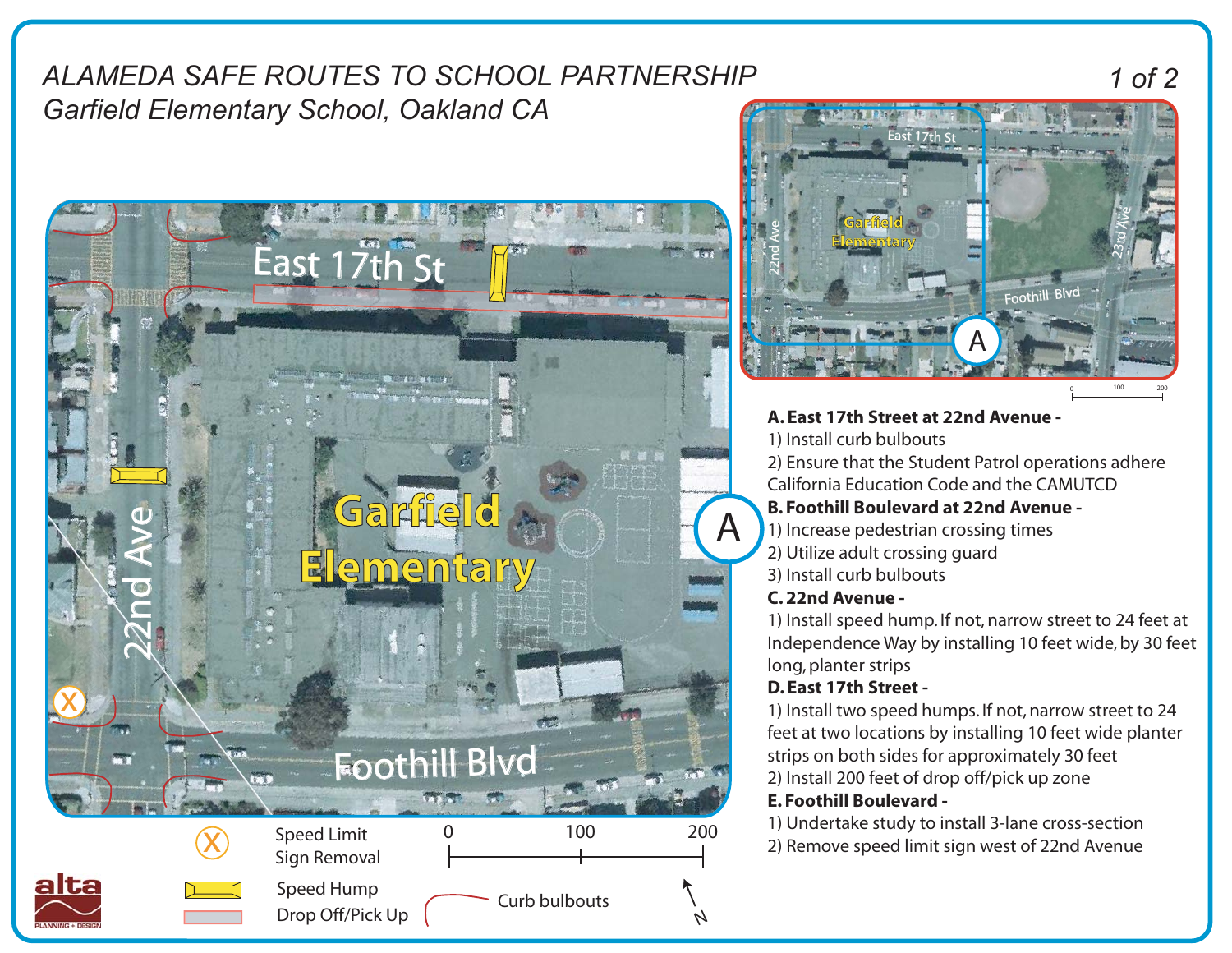*ALAMEDA SAFE ROUTES TO SCHOOL PARTNERSHIP*

*Garfield Elementary School, Oakland CA*

**A. East 17th Street at 22nd Avenue -**
1) Install curb bulbouts
2) Ensure that the Student Patrol operations adhere California Education Code and the CAMUTCD

**B. Foothill Boulevard at 22nd Avenue -**
1) Increase pedestrian crossing times
2) Utilize adult crossing guard
3) Install curb bulbouts

**C. 22nd Avenue -**
1) Install speed hump. If not, narrow street to 24 feet at Independence Way by installing 10 feet wide, by 30 feet long, planter strips

**D. East 17th Street -**
1) Install two speed humps. If not, narrow street to 24 feet at two locations by installing 10 feet wide planter strips on both sides for approximately 30 feet
2) Install 200 feet of drop off/pick up zone

**E. Foothill Boulevard -**
1) Undertake study to install 3-lane cross-section
2) Remove speed limit sign west of 22nd Avenue

Legend:
- Speed Limit Sign Removal
- Speed Hump
- Drop Off/Pick Up
- Curb bulbouts

Scale: 0 – 100 – 200

alta PLANNING + DESIGN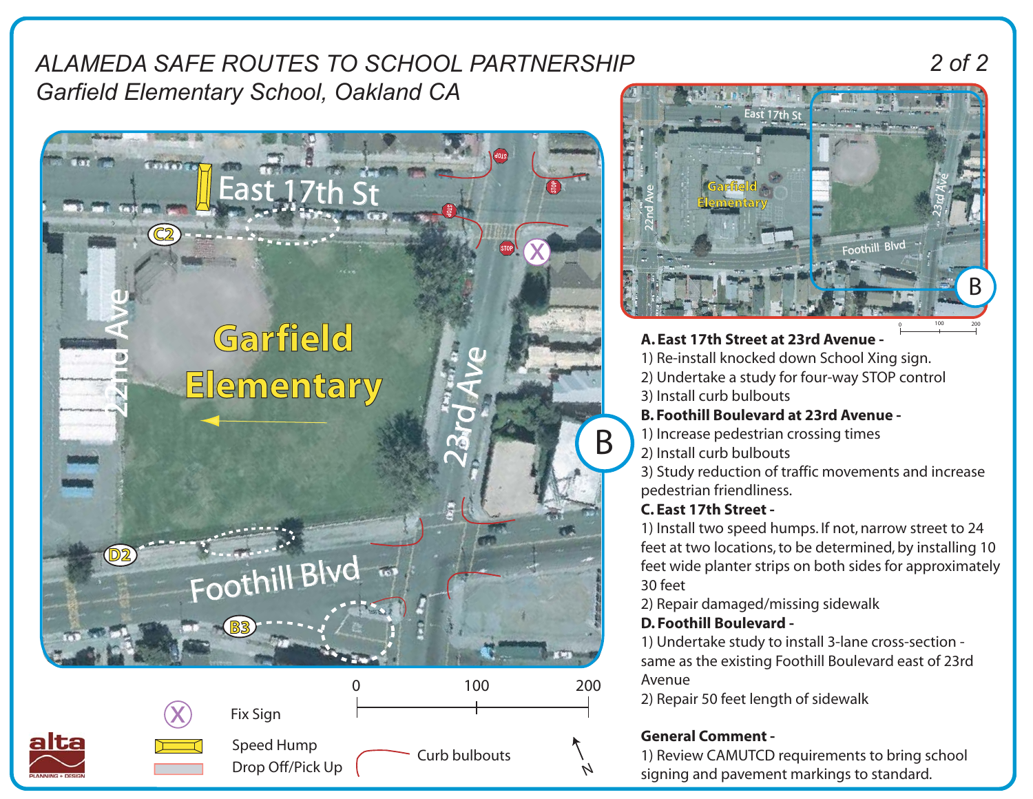# ALAMEDA SAFE ROUTES TO SCHOOL PARTNERSHIP

## Garfield Elementary School, Oakland CA

East 17th St

C2

22nd Ave

Garfield Elementary

23rd Ave

B

D2

Foothill Blvd

B3

0 100 200

Fix Sign

Speed Hump

Drop Off/Pick Up

Curb bulbouts

N

East 17th St

Garfield Elementary

22nd Ave

23rd Ave

Foothill Blvd

B

0 100 200

**A. East 17th Street at 23rd Avenue -**

1) Re-install knocked down School Xing sign.
2) Undertake a study for four-way STOP control
3) Install curb bulbouts

**B. Foothill Boulevard at 23rd Avenue -**

1) Increase pedestrian crossing times
2) Install curb bulbouts
3) Study reduction of traffic movements and increase pedestrian friendliness.

**C. East 17th Street -**

1) Install two speed humps. If not, narrow street to 24 feet at two locations, to be determined, by installing 10 feet wide planter strips on both sides for approximately 30 feet
2) Repair damaged/missing sidewalk

**D. Foothill Boulevard -**

1) Undertake study to install 3-lane cross-section - same as the existing Foothill Boulevard east of 23rd Avenue
2) Repair 50 feet length of sidewalk

**General Comment -**

1) Review CAMUTCD requirements to bring school signing and pavement markings to standard.

alta PLANNING + DESIGN